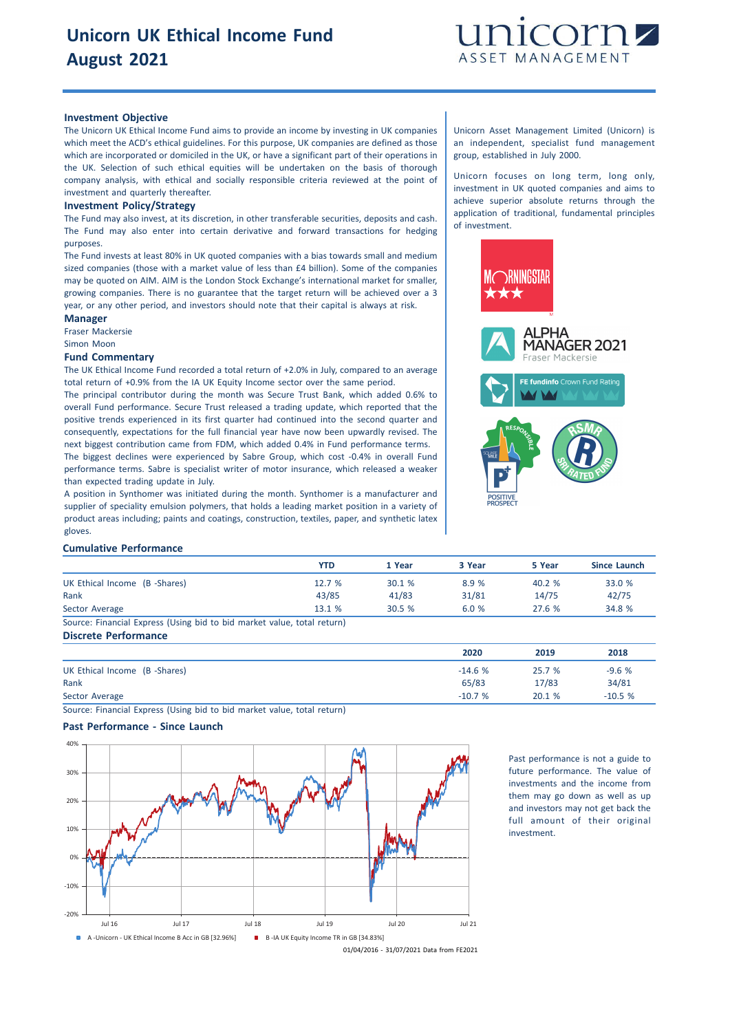# Unicorn UK Ethical Income Fund
# August 2021

unicorn ASSET MANAGEMENT

## Investment Objective

The Unicorn UK Ethical Income Fund aims to provide an income by investing in UK companies which meet the ACD's ethical guidelines. For this purpose, UK companies are defined as those which are incorporated or domiciled in the UK, or have a significant part of their operations in the UK. Selection of such ethical equities will be undertaken on the basis of thorough company analysis, with ethical and socially responsible criteria reviewed at the point of investment and quarterly thereafter.

## Investment Policy/Strategy

The Fund may also invest, at its discretion, in other transferable securities, deposits and cash. The Fund may also enter into certain derivative and forward transactions for hedging purposes.

The Fund invests at least 80% in UK quoted companies with a bias towards small and medium sized companies (those with a market value of less than £4 billion). Some of the companies may be quoted on AIM. AIM is the London Stock Exchange's international market for smaller, growing companies. There is no guarantee that the target return will be achieved over a 3 year, or any other period, and investors should note that their capital is always at risk.

## Manager

Fraser Mackersie

Simon Moon

## Fund Commentary

The UK Ethical Income Fund recorded a total return of +2.0% in July, compared to an average total return of +0.9% from the IA UK Equity Income sector over the same period.

The principal contributor during the month was Secure Trust Bank, which added 0.6% to overall Fund performance. Secure Trust released a trading update, which reported that the positive trends experienced in its first quarter had continued into the second quarter and consequently, expectations for the full financial year have now been upwardly revised. The next biggest contribution came from FDM, which added 0.4% in Fund performance terms.

The biggest declines were experienced by Sabre Group, which cost -0.4% in overall Fund performance terms. Sabre is specialist writer of motor insurance, which released a weaker than expected trading update in July.

A position in Synthomer was initiated during the month. Synthomer is a manufacturer and supplier of speciality emulsion polymers, that holds a leading market position in a variety of product areas including; paints and coatings, construction, textiles, paper, and synthetic latex gloves.

Unicorn Asset Management Limited (Unicorn) is an independent, specialist fund management group, established in July 2000.

Unicorn focuses on long term, long only, investment in UK quoted companies and aims to achieve superior absolute returns through the application of traditional, fundamental principles of investment.

## Cumulative Performance

| | YTD | 1 Year | 3 Year | 5 Year | Since Launch |
|---|---|---|---|---|---|
| UK Ethical Income (B -Shares) | 12.7 % | 30.1 % | 8.9 % | 40.2 % | 33.0 % |
| Rank | 43/85 | 41/83 | 31/81 | 14/75 | 42/75 |
| Sector Average | 13.1 % | 30.5 % | 6.0 % | 27.6 % | 34.8 % |

Source: Financial Express (Using bid to bid market value, total return)

## Discrete Performance

| | 2020 | 2019 | 2018 |
|---|---|---|---|
| UK Ethical Income (B -Shares) | -14.6 % | 25.7 % | -9.6 % |
| Rank | 65/83 | 17/83 | 34/81 |
| Sector Average | -10.7 % | 20.1 % | -10.5 % |

Source: Financial Express (Using bid to bid market value, total return)

## Past Performance - Since Launch

A -Unicorn - UK Ethical Income B Acc in GB [32.96%]   B -IA UK Equity Income TR in GB [34.83%]

01/04/2016 - 31/07/2021 Data from FE2021

Past performance is not a guide to future performance. The value of investments and the income from them may go down as well as up and investors may not get back the full amount of their original investment.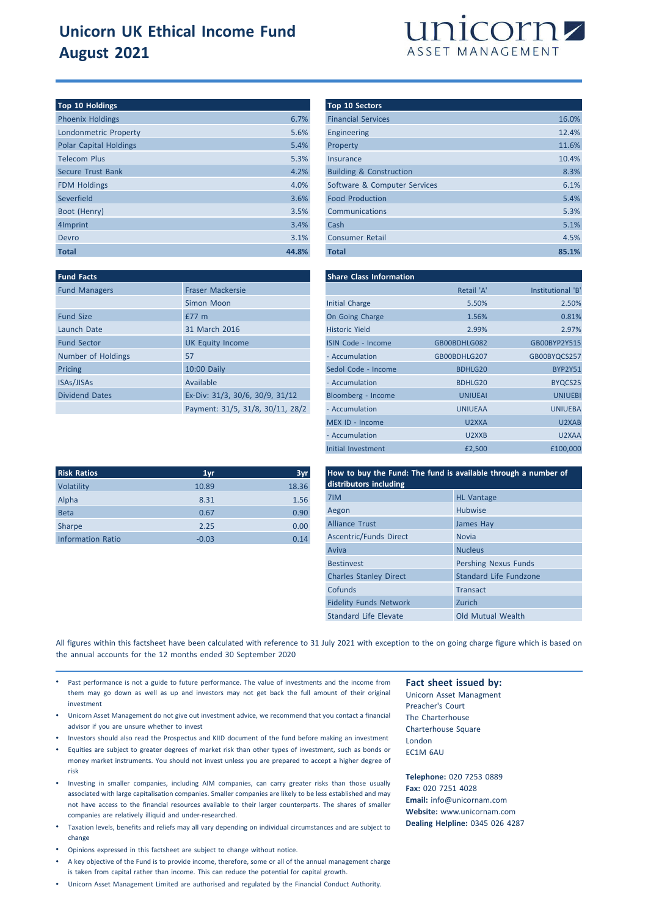# Unicorn UK Ethical Income Fund August 2021

unicorn ASSET MANAGEMENT

| Top 10 Holdings | |
|---|---|
| Phoenix Holdings | 6.7% |
| Londonmetric Property | 5.6% |
| Polar Capital Holdings | 5.4% |
| Telecom Plus | 5.3% |
| Secure Trust Bank | 4.2% |
| FDM Holdings | 4.0% |
| Severfield | 3.6% |
| Boot (Henry) | 3.5% |
| 4Imprint | 3.4% |
| Devro | 3.1% |
| **Total** | **44.8%** |

| Top 10 Sectors | |
|---|---|
| Financial Services | 16.0% |
| Engineering | 12.4% |
| Property | 11.6% |
| Insurance | 10.4% |
| Building & Construction | 8.3% |
| Software & Computer Services | 6.1% |
| Food Production | 5.4% |
| Communications | 5.3% |
| Cash | 5.1% |
| Consumer Retail | 4.5% |
| **Total** | **85.1%** |

| Fund Facts | |
|---|---|
| Fund Managers | Fraser Mackersie |
| | Simon Moon |
| Fund Size | £77 m |
| Launch Date | 31 March 2016 |
| Fund Sector | UK Equity Income |
| Number of Holdings | 57 |
| Pricing | 10:00 Daily |
| ISAs/JISAs | Available |
| Dividend Dates | Ex-Div: 31/3, 30/6, 30/9, 31/12 |
| | Payment: 31/5, 31/8, 30/11, 28/2 |

| Share Class Information | Retail 'A' | Institutional 'B' |
|---|---|---|
| Initial Charge | 5.50% | 2.50% |
| On Going Charge | 1.56% | 0.81% |
| Historic Yield | 2.99% | 2.97% |
| ISIN Code - Income | GB00BDHLG082 | GB00BYP2Y515 |
| - Accumulation | GB00BDHLG207 | GB00BYQCS257 |
| Sedol Code - Income | BDHLG20 | BYP2Y51 |
| - Accumulation | BDHLG20 | BYQCS25 |
| Bloomberg - Income | UNIUEAI | UNIUEBI |
| - Accumulation | UNIUEAA | UNIUEBA |
| MEX ID - Income | U2XXA | U2XAB |
| - Accumulation | U2XXB | U2XAA |
| Initial Investment | £2,500 | £100,000 |

| Risk Ratios | 1yr | 3yr |
|---|---|---|
| Volatility | 10.89 | 18.36 |
| Alpha | 8.31 | 1.56 |
| Beta | 0.67 | 0.90 |
| Sharpe | 2.25 | 0.00 |
| Information Ratio | -0.03 | 0.14 |

| How to buy the Fund: The fund is available through a number of distributors including | |
|---|---|
| 7IM | HL Vantage |
| Aegon | Hubwise |
| Alliance Trust | James Hay |
| Ascentric/Funds Direct | Novia |
| Aviva | Nucleus |
| Bestinvest | Pershing Nexus Funds |
| Charles Stanley Direct | Standard Life Fundzone |
| Cofunds | Transact |
| Fidelity Funds Network | Zurich |
| Standard Life Elevate | Old Mutual Wealth |

All figures within this factsheet have been calculated with reference to 31 July 2021 with exception to the on going charge figure which is based on the annual accounts for the 12 months ended 30 September 2020

- Past performance is not a guide to future performance. The value of investments and the income from them may go down as well as up and investors may not get back the full amount of their original investment
- Unicorn Asset Management do not give out investment advice, we recommend that you contact a financial advisor if you are unsure whether to invest
- Investors should also read the Prospectus and KIID document of the fund before making an investment
- Equities are subject to greater degrees of market risk than other types of investment, such as bonds or money market instruments. You should not invest unless you are prepared to accept a higher degree of risk
- Investing in smaller companies, including AIM companies, can carry greater risks than those usually associated with large capitalisation companies. Smaller companies are likely to be less established and may not have access to the financial resources available to their larger counterparts. The shares of smaller companies are relatively illiquid and under-researched.
- Taxation levels, benefits and reliefs may all vary depending on individual circumstances and are subject to change
- Opinions expressed in this factsheet are subject to change without notice.
- A key objective of the Fund is to provide income, therefore, some or all of the annual management charge is taken from capital rather than income. This can reduce the potential for capital growth.
- Unicorn Asset Management Limited are authorised and regulated by the Financial Conduct Authority.

**Fact sheet issued by:**

Unicorn Asset Managment
Preacher's Court
The Charterhouse
Charterhouse Square
London
EC1M 6AU

**Telephone:** 020 7253 0889
**Fax:** 020 7251 4028
**Email:** info@unicornam.com
**Website:** www.unicornam.com
**Dealing Helpline:** 0345 026 4287